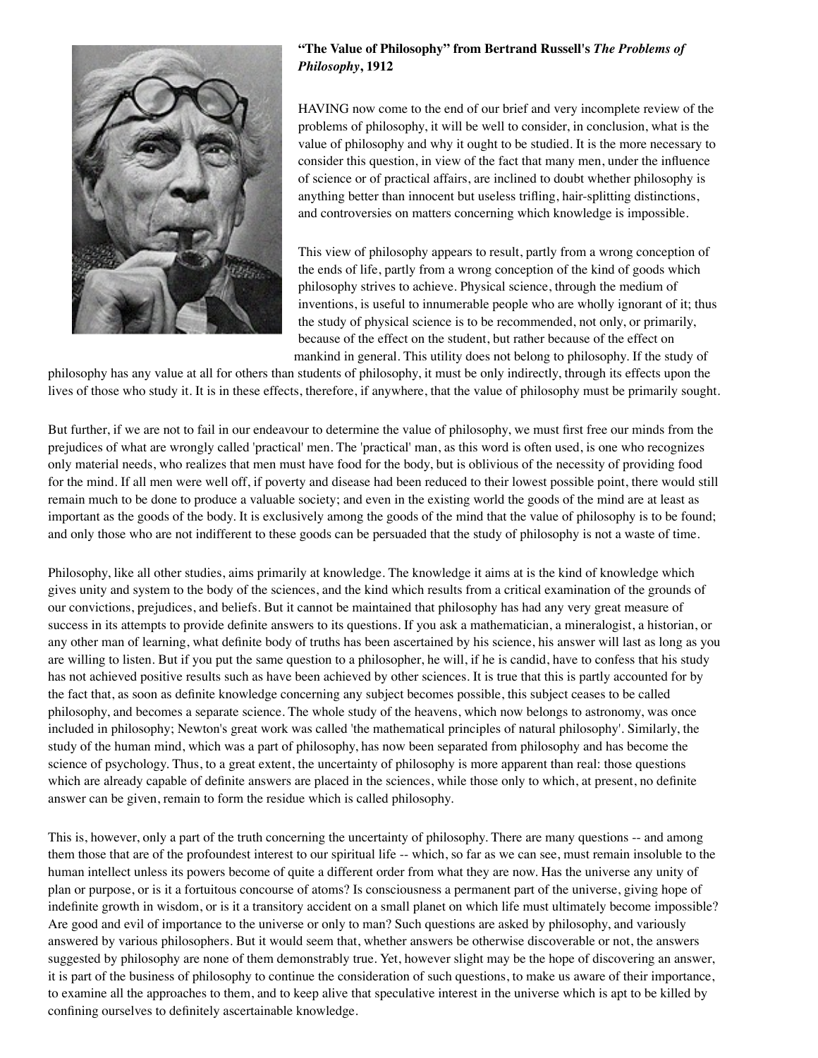**"The Value of Philosophy" from Bertrand Russell's *The Problems of Philosophy*, 1912**

HAVING now come to the end of our brief and very incomplete review of the problems of philosophy, it will be well to consider, in conclusion, what is the value of philosophy and why it ought to be studied. It is the more necessary to consider this question, in view of the fact that many men, under the influence of science or of practical affairs, are inclined to doubt whether philosophy is anything better than innocent but useless trifling, hair-splitting distinctions, and controversies on matters concerning which knowledge is impossible.

This view of philosophy appears to result, partly from a wrong conception of the ends of life, partly from a wrong conception of the kind of goods which philosophy strives to achieve. Physical science, through the medium of inventions, is useful to innumerable people who are wholly ignorant of it; thus the study of physical science is to be recommended, not only, or primarily, because of the effect on the student, but rather because of the effect on mankind in general. This utility does not belong to philosophy. If the study of philosophy has any value at all for others than students of philosophy, it must be only indirectly, through its effects upon the lives of those who study it. It is in these effects, therefore, if anywhere, that the value of philosophy must be primarily sought.

But further, if we are not to fail in our endeavour to determine the value of philosophy, we must first free our minds from the prejudices of what are wrongly called 'practical' men. The 'practical' man, as this word is often used, is one who recognizes only material needs, who realizes that men must have food for the body, but is oblivious of the necessity of providing food for the mind. If all men were well off, if poverty and disease had been reduced to their lowest possible point, there would still remain much to be done to produce a valuable society; and even in the existing world the goods of the mind are at least as important as the goods of the body. It is exclusively among the goods of the mind that the value of philosophy is to be found; and only those who are not indifferent to these goods can be persuaded that the study of philosophy is not a waste of time.

Philosophy, like all other studies, aims primarily at knowledge. The knowledge it aims at is the kind of knowledge which gives unity and system to the body of the sciences, and the kind which results from a critical examination of the grounds of our convictions, prejudices, and beliefs. But it cannot be maintained that philosophy has had any very great measure of success in its attempts to provide definite answers to its questions. If you ask a mathematician, a mineralogist, a historian, or any other man of learning, what definite body of truths has been ascertained by his science, his answer will last as long as you are willing to listen. But if you put the same question to a philosopher, he will, if he is candid, have to confess that his study has not achieved positive results such as have been achieved by other sciences. It is true that this is partly accounted for by the fact that, as soon as definite knowledge concerning any subject becomes possible, this subject ceases to be called philosophy, and becomes a separate science. The whole study of the heavens, which now belongs to astronomy, was once included in philosophy; Newton's great work was called 'the mathematical principles of natural philosophy'. Similarly, the study of the human mind, which was a part of philosophy, has now been separated from philosophy and has become the science of psychology. Thus, to a great extent, the uncertainty of philosophy is more apparent than real: those questions which are already capable of definite answers are placed in the sciences, while those only to which, at present, no definite answer can be given, remain to form the residue which is called philosophy.

This is, however, only a part of the truth concerning the uncertainty of philosophy. There are many questions -- and among them those that are of the profoundest interest to our spiritual life -- which, so far as we can see, must remain insoluble to the human intellect unless its powers become of quite a different order from what they are now. Has the universe any unity of plan or purpose, or is it a fortuitous concourse of atoms? Is consciousness a permanent part of the universe, giving hope of indefinite growth in wisdom, or is it a transitory accident on a small planet on which life must ultimately become impossible? Are good and evil of importance to the universe or only to man? Such questions are asked by philosophy, and variously answered by various philosophers. But it would seem that, whether answers be otherwise discoverable or not, the answers suggested by philosophy are none of them demonstrably true. Yet, however slight may be the hope of discovering an answer, it is part of the business of philosophy to continue the consideration of such questions, to make us aware of their importance, to examine all the approaches to them, and to keep alive that speculative interest in the universe which is apt to be killed by confining ourselves to definitely ascertainable knowledge.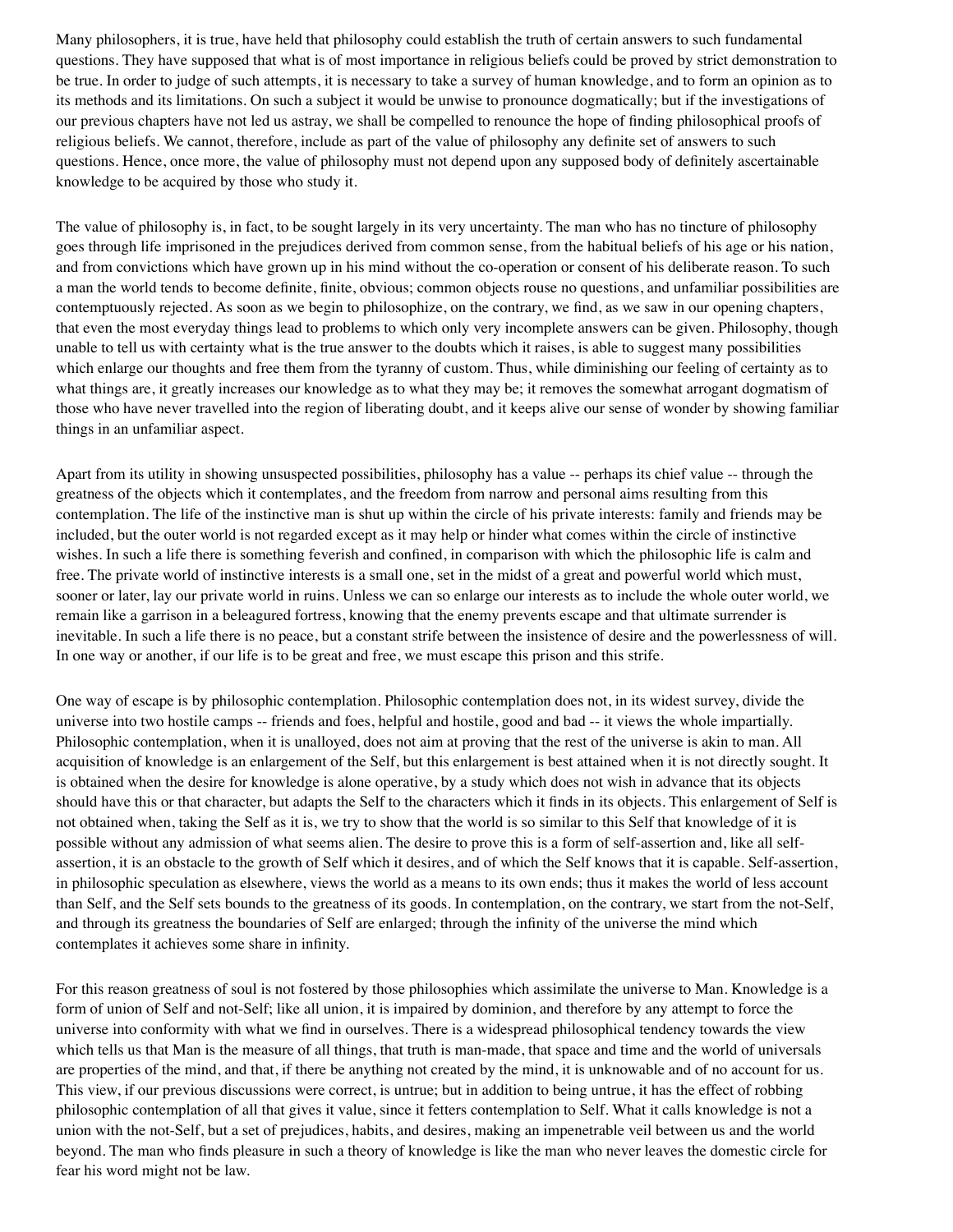Many philosophers, it is true, have held that philosophy could establish the truth of certain answers to such fundamental questions. They have supposed that what is of most importance in religious beliefs could be proved by strict demonstration to be true. In order to judge of such attempts, it is necessary to take a survey of human knowledge, and to form an opinion as to its methods and its limitations. On such a subject it would be unwise to pronounce dogmatically; but if the investigations of our previous chapters have not led us astray, we shall be compelled to renounce the hope of finding philosophical proofs of religious beliefs. We cannot, therefore, include as part of the value of philosophy any definite set of answers to such questions. Hence, once more, the value of philosophy must not depend upon any supposed body of definitely ascertainable knowledge to be acquired by those who study it.

The value of philosophy is, in fact, to be sought largely in its very uncertainty. The man who has no tincture of philosophy goes through life imprisoned in the prejudices derived from common sense, from the habitual beliefs of his age or his nation, and from convictions which have grown up in his mind without the co-operation or consent of his deliberate reason. To such a man the world tends to become definite, finite, obvious; common objects rouse no questions, and unfamiliar possibilities are contemptuously rejected. As soon as we begin to philosophize, on the contrary, we find, as we saw in our opening chapters, that even the most everyday things lead to problems to which only very incomplete answers can be given. Philosophy, though unable to tell us with certainty what is the true answer to the doubts which it raises, is able to suggest many possibilities which enlarge our thoughts and free them from the tyranny of custom. Thus, while diminishing our feeling of certainty as to what things are, it greatly increases our knowledge as to what they may be; it removes the somewhat arrogant dogmatism of those who have never travelled into the region of liberating doubt, and it keeps alive our sense of wonder by showing familiar things in an unfamiliar aspect.

Apart from its utility in showing unsuspected possibilities, philosophy has a value -- perhaps its chief value -- through the greatness of the objects which it contemplates, and the freedom from narrow and personal aims resulting from this contemplation. The life of the instinctive man is shut up within the circle of his private interests: family and friends may be included, but the outer world is not regarded except as it may help or hinder what comes within the circle of instinctive wishes. In such a life there is something feverish and confined, in comparison with which the philosophic life is calm and free. The private world of instinctive interests is a small one, set in the midst of a great and powerful world which must, sooner or later, lay our private world in ruins. Unless we can so enlarge our interests as to include the whole outer world, we remain like a garrison in a beleagured fortress, knowing that the enemy prevents escape and that ultimate surrender is inevitable. In such a life there is no peace, but a constant strife between the insistence of desire and the powerlessness of will. In one way or another, if our life is to be great and free, we must escape this prison and this strife.

One way of escape is by philosophic contemplation. Philosophic contemplation does not, in its widest survey, divide the universe into two hostile camps -- friends and foes, helpful and hostile, good and bad -- it views the whole impartially. Philosophic contemplation, when it is unalloyed, does not aim at proving that the rest of the universe is akin to man. All acquisition of knowledge is an enlargement of the Self, but this enlargement is best attained when it is not directly sought. It is obtained when the desire for knowledge is alone operative, by a study which does not wish in advance that its objects should have this or that character, but adapts the Self to the characters which it finds in its objects. This enlargement of Self is not obtained when, taking the Self as it is, we try to show that the world is so similar to this Self that knowledge of it is possible without any admission of what seems alien. The desire to prove this is a form of self-assertion and, like all self-assertion, it is an obstacle to the growth of Self which it desires, and of which the Self knows that it is capable. Self-assertion, in philosophic speculation as elsewhere, views the world as a means to its own ends; thus it makes the world of less account than Self, and the Self sets bounds to the greatness of its goods. In contemplation, on the contrary, we start from the not-Self, and through its greatness the boundaries of Self are enlarged; through the infinity of the universe the mind which contemplates it achieves some share in infinity.

For this reason greatness of soul is not fostered by those philosophies which assimilate the universe to Man. Knowledge is a form of union of Self and not-Self; like all union, it is impaired by dominion, and therefore by any attempt to force the universe into conformity with what we find in ourselves. There is a widespread philosophical tendency towards the view which tells us that Man is the measure of all things, that truth is man-made, that space and time and the world of universals are properties of the mind, and that, if there be anything not created by the mind, it is unknowable and of no account for us. This view, if our previous discussions were correct, is untrue; but in addition to being untrue, it has the effect of robbing philosophic contemplation of all that gives it value, since it fetters contemplation to Self. What it calls knowledge is not a union with the not-Self, but a set of prejudices, habits, and desires, making an impenetrable veil between us and the world beyond. The man who finds pleasure in such a theory of knowledge is like the man who never leaves the domestic circle for fear his word might not be law.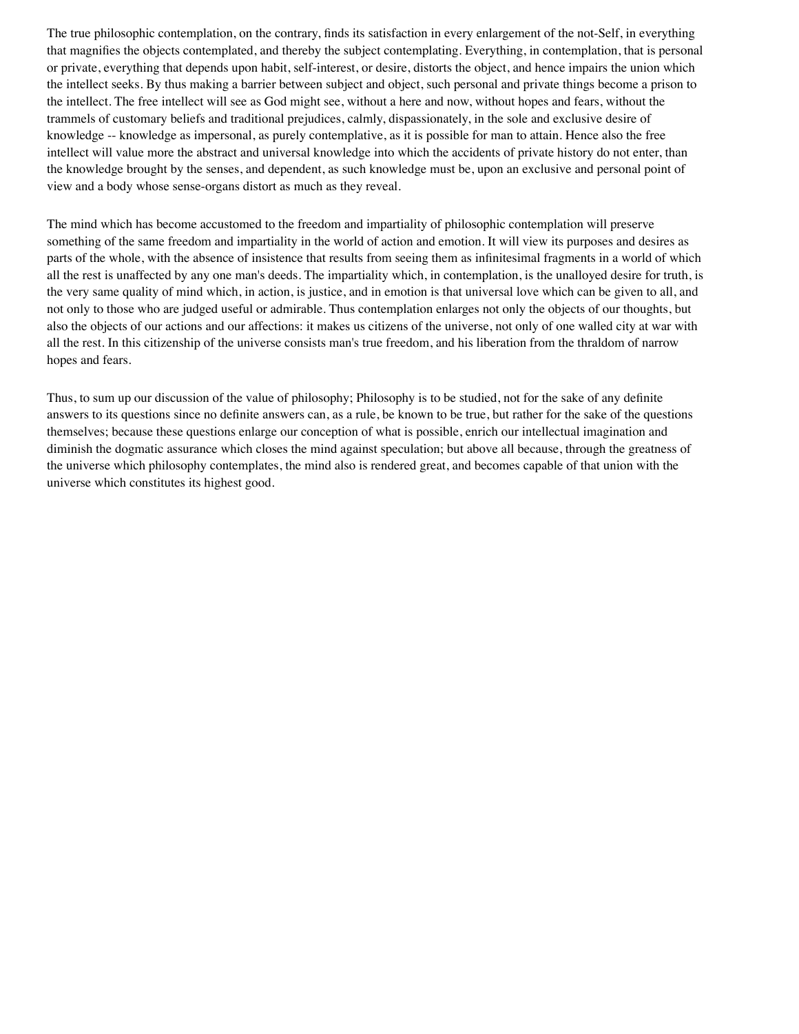The true philosophic contemplation, on the contrary, finds its satisfaction in every enlargement of the not-Self, in everything that magnifies the objects contemplated, and thereby the subject contemplating. Everything, in contemplation, that is personal or private, everything that depends upon habit, self-interest, or desire, distorts the object, and hence impairs the union which the intellect seeks. By thus making a barrier between subject and object, such personal and private things become a prison to the intellect. The free intellect will see as God might see, without a here and now, without hopes and fears, without the trammels of customary beliefs and traditional prejudices, calmly, dispassionately, in the sole and exclusive desire of knowledge -- knowledge as impersonal, as purely contemplative, as it is possible for man to attain. Hence also the free intellect will value more the abstract and universal knowledge into which the accidents of private history do not enter, than the knowledge brought by the senses, and dependent, as such knowledge must be, upon an exclusive and personal point of view and a body whose sense-organs distort as much as they reveal.

The mind which has become accustomed to the freedom and impartiality of philosophic contemplation will preserve something of the same freedom and impartiality in the world of action and emotion. It will view its purposes and desires as parts of the whole, with the absence of insistence that results from seeing them as infinitesimal fragments in a world of which all the rest is unaffected by any one man's deeds. The impartiality which, in contemplation, is the unalloyed desire for truth, is the very same quality of mind which, in action, is justice, and in emotion is that universal love which can be given to all, and not only to those who are judged useful or admirable. Thus contemplation enlarges not only the objects of our thoughts, but also the objects of our actions and our affections: it makes us citizens of the universe, not only of one walled city at war with all the rest. In this citizenship of the universe consists man's true freedom, and his liberation from the thraldom of narrow hopes and fears.

Thus, to sum up our discussion of the value of philosophy; Philosophy is to be studied, not for the sake of any definite answers to its questions since no definite answers can, as a rule, be known to be true, but rather for the sake of the questions themselves; because these questions enlarge our conception of what is possible, enrich our intellectual imagination and diminish the dogmatic assurance which closes the mind against speculation; but above all because, through the greatness of the universe which philosophy contemplates, the mind also is rendered great, and becomes capable of that union with the universe which constitutes its highest good.